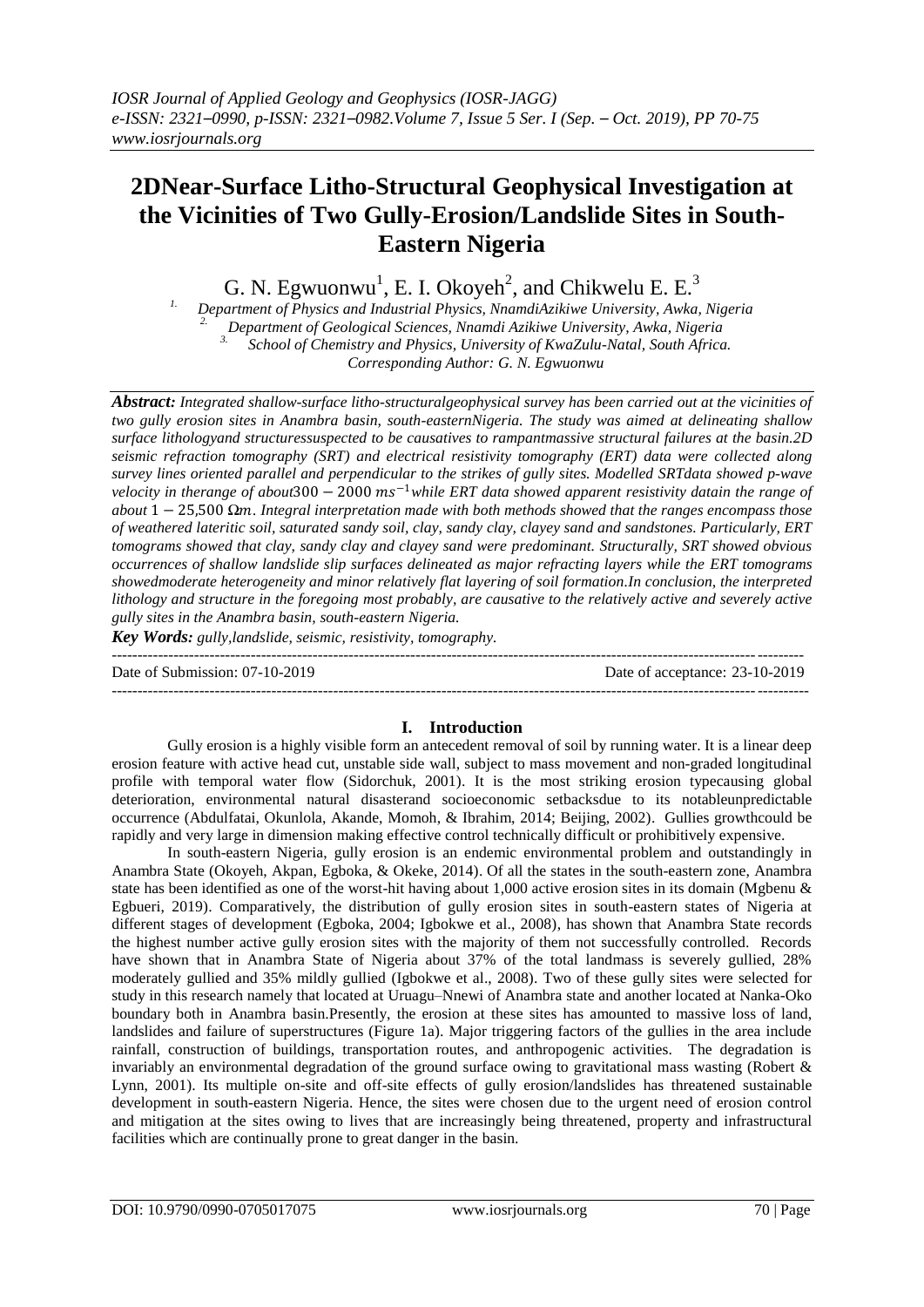# 2DNear-Surface Litho-Structural Geophysical Investigation at the Vicinities of Two Gully-Erosion/Landslide Sites in South-Eastern Nigeria

G. N. Egwuonwu[1], E. I. Okoyeh[2], and Chikwelu E. E.[3]

[1.] Department of Physics and Industrial Physics, NnamdiAzikiwe University, Awka, Nigeria
[2.] Department of Geological Sciences, Nnamdi Azikiwe University, Awka, Nigeria
[3.] School of Chemistry and Physics, University of KwaZulu-Natal, South Africa.
Corresponding Author: G. N. Egwuonwu

***Abstract:*** *Integrated shallow-surface litho-structuralgeophysical survey has been carried out at the vicinities of two gully erosion sites in Anambra basin, south-easternNigeria. The study was aimed at delineating shallow surface lithologyand structuressuspected to be causatives to rampantmassive structural failures at the basin.2D seismic refraction tomography (SRT) and electrical resistivity tomography (ERT) data were collected along survey lines oriented parallel and perpendicular to the strikes of gully sites. Modelled SRTdata showed p-wave velocity in therange of about*$300 - 2000\ ms^{-1}$*while ERT data showed apparent resistivity datain the range of about* $1 - 25{,}500\ \Omega m$. *Integral interpretation made with both methods showed that the ranges encompass those of weathered lateritic soil, saturated sandy soil, clay, sandy clay, clayey sand and sandstones. Particularly, ERT tomograms showed that clay, sandy clay and clayey sand were predominant. Structurally, SRT showed obvious occurrences of shallow landslide slip surfaces delineated as major refracting layers while the ERT tomograms showedmoderate heterogeneity and minor relatively flat layering of soil formation.In conclusion, the interpreted lithology and structure in the foregoing most probably, are causative to the relatively active and severely active gully sites in the Anambra basin, south-eastern Nigeria.*

***Key Words:*** *gully,landslide, seismic, resistivity, tomography.*

---

Date of Submission: 07-10-2019 | Date of acceptance: 23-10-2019

---

## I. Introduction

Gully erosion is a highly visible form an antecedent removal of soil by running water. It is a linear deep erosion feature with active head cut, unstable side wall, subject to mass movement and non-graded longitudinal profile with temporal water flow (Sidorchuk, 2001). It is the most striking erosion typecausing global deterioration, environmental natural disasterand socioeconomic setbacksdue to its notableunpredictable occurrence (Abdulfatai, Okunlola, Akande, Momoh, & Ibrahim, 2014; Beijing, 2002). Gullies growthcould be rapidly and very large in dimension making effective control technically difficult or prohibitively expensive.

In south-eastern Nigeria, gully erosion is an endemic environmental problem and outstandingly in Anambra State (Okoyeh, Akpan, Egboka, & Okeke, 2014). Of all the states in the south-eastern zone, Anambra state has been identified as one of the worst-hit having about 1,000 active erosion sites in its domain (Mgbenu & Egbueri, 2019). Comparatively, the distribution of gully erosion sites in south-eastern states of Nigeria at different stages of development (Egboka, 2004; Igbokwe et al., 2008), has shown that Anambra State records the highest number active gully erosion sites with the majority of them not successfully controlled. Records have shown that in Anambra State of Nigeria about 37% of the total landmass is severely gullied, 28% moderately gullied and 35% mildly gullied (Igbokwe et al., 2008). Two of these gully sites were selected for study in this research namely that located at Uruagu–Nnewi of Anambra state and another located at Nanka-Oko boundary both in Anambra basin.Presently, the erosion at these sites has amounted to massive loss of land, landslides and failure of superstructures (Figure 1a). Major triggering factors of the gullies in the area include rainfall, construction of buildings, transportation routes, and anthropogenic activities. The degradation is invariably an environmental degradation of the ground surface owing to gravitational mass wasting (Robert & Lynn, 2001). Its multiple on-site and off-site effects of gully erosion/landslides has threatened sustainable development in south-eastern Nigeria. Hence, the sites were chosen due to the urgent need of erosion control and mitigation at the sites owing to lives that are increasingly being threatened, property and infrastructural facilities which are continually prone to great danger in the basin.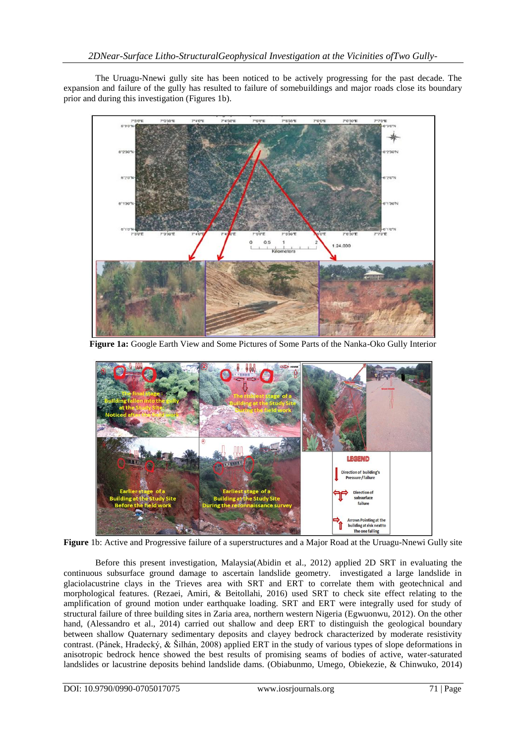The Uruagu-Nnewi gully site has been noticed to be actively progressing for the past decade. The expansion and failure of the gully has resulted to failure of somebuildings and major roads close its boundary prior and during this investigation (Figures 1b).

**Figure 1a:** Google Earth View and Some Pictures of Some Parts of the Nanka-Oko Gully Interior

**Figure** 1b: Active and Progressive failure of a superstructures and a Major Road at the Uruagu-Nnewi Gully site

Before this present investigation, Malaysia(Abidin et al., 2012) applied 2D SRT in evaluating the continuous subsurface ground damage to ascertain landslide geometry. investigated a large landslide in glaciolacustrine clays in the Trieves area with SRT and ERT to correlate them with geotechnical and morphological features. (Rezaei, Amiri, & Beitollahi, 2016) used SRT to check site effect relating to the amplification of ground motion under earthquake loading. SRT and ERT were integrally used for study of structural failure of three building sites in Zaria area, northern western Nigeria (Egwuonwu, 2012). On the other hand, (Alessandro et al., 2014) carried out shallow and deep ERT to distinguish the geological boundary between shallow Quaternary sedimentary deposits and clayey bedrock characterized by moderate resistivity contrast. (Pánek, Hradecký, & Šilhán, 2008) applied ERT in the study of various types of slope deformations in anisotropic bedrock hence showed the best results of promising seams of bodies of active, water-saturated landslides or lacustrine deposits behind landslide dams. (Obiabunmo, Umego, Obiekezie, & Chinwuko, 2014)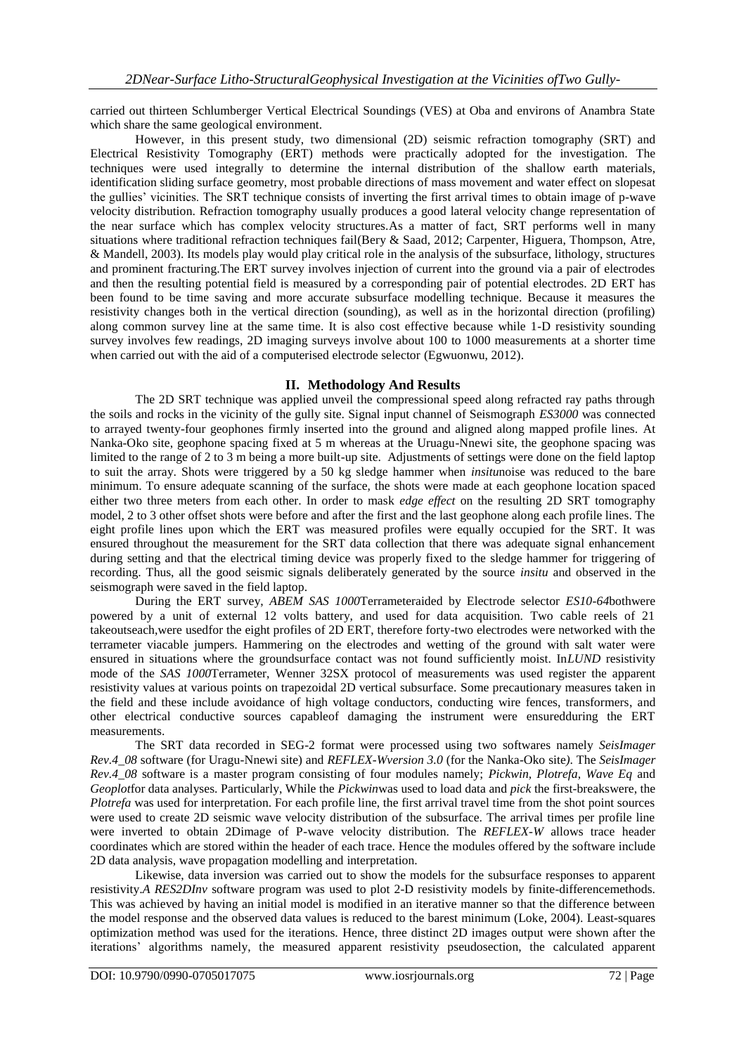carried out thirteen Schlumberger Vertical Electrical Soundings (VES) at Oba and environs of Anambra State which share the same geological environment.

However, in this present study, two dimensional (2D) seismic refraction tomography (SRT) and Electrical Resistivity Tomography (ERT) methods were practically adopted for the investigation. The techniques were used integrally to determine the internal distribution of the shallow earth materials, identification sliding surface geometry, most probable directions of mass movement and water effect on slopesat the gullies' vicinities. The SRT technique consists of inverting the first arrival times to obtain image of p-wave velocity distribution. Refraction tomography usually produces a good lateral velocity change representation of the near surface which has complex velocity structures.As a matter of fact, SRT performs well in many situations where traditional refraction techniques fail(Bery & Saad, 2012; Carpenter, Higuera, Thompson, Atre, & Mandell, 2003). Its models play would play critical role in the analysis of the subsurface, lithology, structures and prominent fracturing.The ERT survey involves injection of current into the ground via a pair of electrodes and then the resulting potential field is measured by a corresponding pair of potential electrodes. 2D ERT has been found to be time saving and more accurate subsurface modelling technique. Because it measures the resistivity changes both in the vertical direction (sounding), as well as in the horizontal direction (profiling) along common survey line at the same time. It is also cost effective because while 1-D resistivity sounding survey involves few readings, 2D imaging surveys involve about 100 to 1000 measurements at a shorter time when carried out with the aid of a computerised electrode selector (Egwuonwu, 2012).

## II. Methodology And Results

The 2D SRT technique was applied unveil the compressional speed along refracted ray paths through the soils and rocks in the vicinity of the gully site. Signal input channel of Seismograph *ES3000* was connected to arrayed twenty-four geophones firmly inserted into the ground and aligned along mapped profile lines. At Nanka-Oko site, geophone spacing fixed at 5 m whereas at the Uruagu-Nnewi site, the geophone spacing was limited to the range of 2 to 3 m being a more built-up site. Adjustments of settings were done on the field laptop to suit the array. Shots were triggered by a 50 kg sledge hammer when *insitu*noise was reduced to the bare minimum. To ensure adequate scanning of the surface, the shots were made at each geophone location spaced either two three meters from each other. In order to mask *edge effect* on the resulting 2D SRT tomography model, 2 to 3 other offset shots were before and after the first and the last geophone along each profile lines. The eight profile lines upon which the ERT was measured profiles were equally occupied for the SRT. It was ensured throughout the measurement for the SRT data collection that there was adequate signal enhancement during setting and that the electrical timing device was properly fixed to the sledge hammer for triggering of recording. Thus, all the good seismic signals deliberately generated by the source *insitu* and observed in the seismograph were saved in the field laptop.

During the ERT survey, *ABEM SAS 1000*Terrameteraided by Electrode selector *ES10-64*bothwere powered by a unit of external 12 volts battery, and used for data acquisition. Two cable reels of 21 takeoutseach,were usedfor the eight profiles of 2D ERT, therefore forty-two electrodes were networked with the terrameter viacable jumpers. Hammering on the electrodes and wetting of the ground with salt water were ensured in situations where the groundsurface contact was not found sufficiently moist. In*LUND* resistivity mode of the *SAS 1000*Terrameter, Wenner 32SX protocol of measurements was used register the apparent resistivity values at various points on trapezoidal 2D vertical subsurface. Some precautionary measures taken in the field and these include avoidance of high voltage conductors, conducting wire fences, transformers, and other electrical conductive sources capableof damaging the instrument were ensuredduring the ERT measurements.

The SRT data recorded in SEG-2 format were processed using two softwares namely *SeisImager Rev.4_08* software (for Uragu-Nnewi site) and *REFLEX-Wversion 3.0* (for the Nanka-Oko site*)*. The *SeisImager Rev.4_08* software is a master program consisting of four modules namely; *Pickwin*, *Plotrefa*, *Wave Eq* and *Geoplot*for data analyses. Particularly, While the *Pickwin*was used to load data and *pick* the first-breakswere, the *Plotrefa* was used for interpretation. For each profile line, the first arrival travel time from the shot point sources were used to create 2D seismic wave velocity distribution of the subsurface. The arrival times per profile line were inverted to obtain 2Dimage of P-wave velocity distribution. The *REFLEX-W* allows trace header coordinates which are stored within the header of each trace. Hence the modules offered by the software include 2D data analysis, wave propagation modelling and interpretation.

Likewise, data inversion was carried out to show the models for the subsurface responses to apparent resistivity.*A RES2DInv* software program was used to plot 2-D resistivity models by finite-differencemethods. This was achieved by having an initial model is modified in an iterative manner so that the difference between the model response and the observed data values is reduced to the barest minimum (Loke, 2004). Least-squares optimization method was used for the iterations. Hence, three distinct 2D images output were shown after the iterations' algorithms namely, the measured apparent resistivity pseudosection, the calculated apparent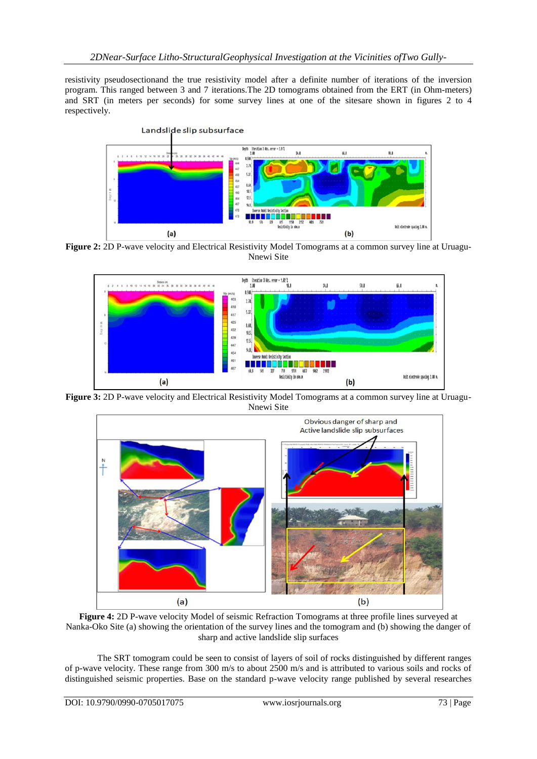resistivity pseudosectionand the true resistivity model after a definite number of iterations of the inversion program. This ranged between 3 and 7 iterations.The 2D tomograms obtained from the ERT (in Ohm-meters) and SRT (in meters per seconds) for some survey lines at one of the sitesare shown in figures 2 to 4 respectively.

**Figure 2:** 2D P-wave velocity and Electrical Resistivity Model Tomograms at a common survey line at Uruagu-Nnewi Site

**Figure 3:** 2D P-wave velocity and Electrical Resistivity Model Tomograms at a common survey line at Uruagu-Nnewi Site

**Figure 4:** 2D P-wave velocity Model of seismic Refraction Tomograms at three profile lines surveyed at Nanka-Oko Site (a) showing the orientation of the survey lines and the tomogram and (b) showing the danger of sharp and active landslide slip surfaces

The SRT tomogram could be seen to consist of layers of soil of rocks distinguished by different ranges of p-wave velocity. These range from 300 m/s to about 2500 m/s and is attributed to various soils and rocks of distinguished seismic properties. Base on the standard p-wave velocity range published by several researches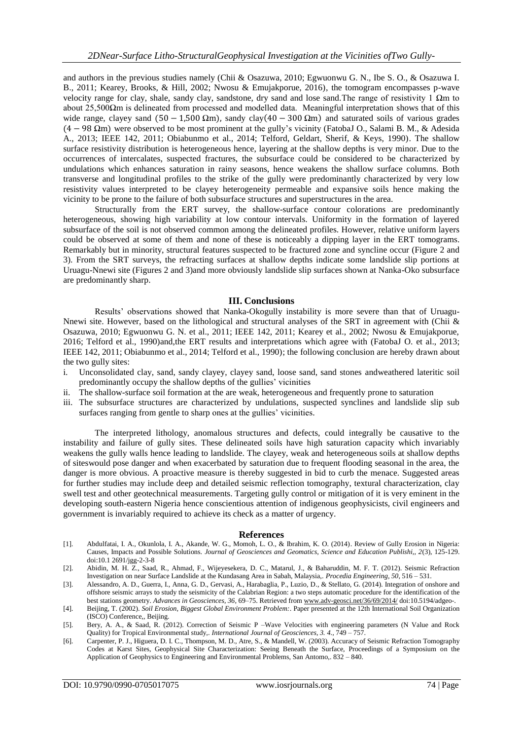and authors in the previous studies namely (Chii & Osazuwa, 2010; Egwuonwu G. N., Ibe S. O., & Osazuwa I. B., 2011; Kearey, Brooks, & Hill, 2002; Nwosu & Emujakporue, 2016), the tomogram encompasses p-wave velocity range for clay, shale, sandy clay, sandstone, dry sand and lose sand.The range of resistivity 1 Ωm to about 25,500Ωm is delineated from processed and modelled data. Meaningful interpretation shows that of this wide range, clayey sand $(50 - 1{,}500\ \Omega\text{m})$, sandy clay$(40 - 300\ \Omega\text{m})$ and saturated soils of various grades $(4 - 98\ \Omega\text{m})$ were observed to be most prominent at the gully's vicinity (FatobaJ O., Salami B. M., & Adesida A., 2013; IEEE 142, 2011; Obiabunmo et al., 2014; Telford, Geldart, Sherif, & Keys, 1990). The shallow surface resistivity distribution is heterogeneous hence, layering at the shallow depths is very minor. Due to the occurrences of intercalates, suspected fractures, the subsurface could be considered to be characterized by undulations which enhances saturation in rainy seasons, hence weakens the shallow surface columns. Both transverse and longitudinal profiles to the strike of the gully were predominantly characterized by very low resistivity values interpreted to be clayey heterogeneity permeable and expansive soils hence making the vicinity to be prone to the failure of both subsurface structures and superstructures in the area.

Structurally from the ERT survey, the shallow-surface contour colorations are predominantly heterogeneous, showing high variability at low contour intervals. Uniformity in the formation of layered subsurface of the soil is not observed common among the delineated profiles. However, relative uniform layers could be observed at some of them and none of these is noticeably a dipping layer in the ERT tomograms. Remarkably but in minority, structural features suspected to be fractured zone and syncline occur (Figure 2 and 3). From the SRT surveys, the refracting surfaces at shallow depths indicate some landslide slip portions at Uruagu-Nnewi site (Figures 2 and 3)and more obviously landslide slip surfaces shown at Nanka-Oko subsurface are predominantly sharp.

## III. Conclusions

Results' observations showed that Nanka-Okogully instability is more severe than that of Uruagu-Nnewi site. However, based on the lithological and structural analyses of the SRT in agreement with (Chii & Osazuwa, 2010; Egwuonwu G. N. et al., 2011; IEEE 142, 2011; Kearey et al., 2002; Nwosu & Emujakporue, 2016; Telford et al., 1990)and,the ERT results and interpretations which agree with (FatobaJ O. et al., 2013; IEEE 142, 2011; Obiabunmo et al., 2014; Telford et al., 1990); the following conclusion are hereby drawn about the two gully sites:

i. Unconsolidated clay, sand, sandy clayey, clayey sand, loose sand, sand stones andweathered lateritic soil predominantly occupy the shallow depths of the gullies' vicinities
ii. The shallow-surface soil formation at the are weak, heterogeneous and frequently prone to saturation
iii. The subsurface structures are characterized by undulations, suspected synclines and landslide slip sub surfaces ranging from gentle to sharp ones at the gullies' vicinities.

The interpreted lithology, anomalous structures and defects, could integrally be causative to the instability and failure of gully sites. These delineated soils have high saturation capacity which invariably weakens the gully walls hence leading to landslide. The clayey, weak and heterogeneous soils at shallow depths of siteswould pose danger and when exacerbated by saturation due to frequent flooding seasonal in the area, the danger is more obvious. A proactive measure is thereby suggested in bid to curb the menace. Suggested areas for further studies may include deep and detailed seismic reflection tomography, textural characterization, clay swell test and other geotechnical measurements. Targeting gully control or mitigation of it is very eminent in the developing south-eastern Nigeria hence conscientious attention of indigenous geophysicists, civil engineers and government is invariably required to achieve its check as a matter of urgency.

## References

[1]. Abdulfatai, I. A., Okunlola, I. A., Akande, W. G., Momoh, L. O., & Ibrahim, K. O. (2014). Review of Gully Erosion in Nigeria: Causes, Impacts and Possible Solutions. *Journal of Geosciences and Geomatics, Science and Education Publishi,, 2*(3), 125-129. doi:10.1 2691/jgg-2-3-8

[2]. Abidin, M. H. Z., Saad, R., Ahmad, F., Wijeyesekera, D. C., Matarul, J., & Baharuddin, M. F. T. (2012). Seismic Refraction Investigation on near Surface Landslide at the Kundasang Area in Sabah, Malaysia,. *Procedia Engineering, 50*, 516 – 531.

[3]. Alessandro, A. D., Guerra, I., Anna, G. D., Gervasi, A., Harabaglia, P., Luzio, D., & Stellato, G. (2014). Integration of onshore and offshore seismic arrays to study the seismicity of the Calabrian Region: a two steps automatic procedure for the identification of the best stations geometry. *Advances in Geosciences, 36*, 69–75. Retrieved from www.adv-geosci.net/36/69/2014/ doi:10.5194/adgeo-.

[4]. Beijing, T. (2002). *Soil Erosion, Biggest Global Environment Problem:*. Paper presented at the 12th International Soil Organization (ISCO) Conference,, Beijing.

[5]. Bery, A. A., & Saad, R. (2012). Correction of Seismic P –Wave Velocities with engineering parameters (N Value and Rock Quality) for Tropical Environmental study,. *International Journal of Geosciences, 3. 4.*, 749 – 757.

[6]. Carpenter, P. J., Higuera, D. I. C., Thompson, M. D., Atre, S., & Mandell, W. (2003). Accuracy of Seismic Refraction Tomography Codes at Karst Sites, Geophysical Site Characterization: Seeing Beneath the Surface, Proceedings of a Symposium on the Application of Geophysics to Engineering and Environmental Problems, San Antomo,. 832 – 840.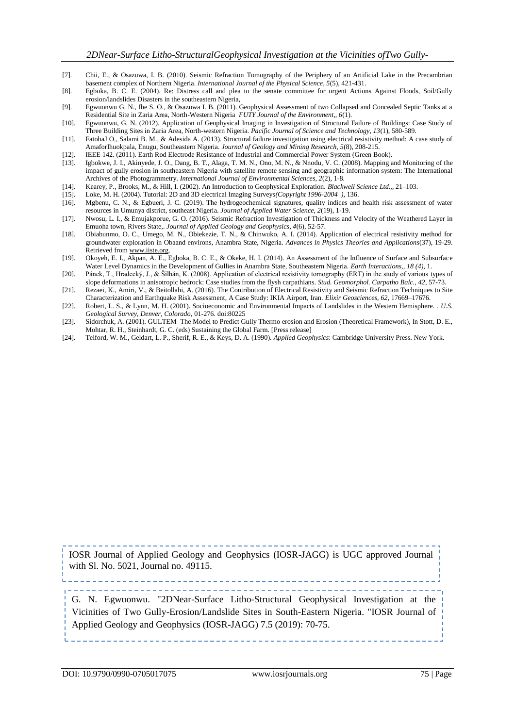[7]. Chii, E., & Osazuwa, I. B. (2010). Seismic Refraction Tomography of the Periphery of an Artificial Lake in the Precambrian basement complex of Northern Nigeria. *International Journal of the Physical Science, 5*(5), 421-431.

[8]. Egboka, B. C. E. (2004). Re: Distress call and plea to the senate committee for urgent Actions Against Floods, Soil/Gully erosion/landslides Disasters in the southeastern Nigeria,

[9]. Egwuonwu G. N., Ibe S. O., & Osazuwa I. B. (2011). Geophysical Assessment of two Collapsed and Concealed Septic Tanks at a Residential Site in Zaria Area, North-Western Nigeria *FUTY Journal of the Environment,, 6*(1).

[10]. Egwuonwu, G. N. (2012). Application of Geophysical Imaging in Investigation of Structural Failure of Buildings: Case Study of Three Building Sites in Zaria Area, North-western Nigeria. *Pacific Journal of Science and Technology, 13*(1), 580-589.

[11]. FatobaJ O., Salami B. M., & Adesida A. (2013). Structural failure investigation using electrical resistivity method: A case study of AmaforIhuokpala, Enugu, Southeastern Nigeria. *Journal of Geology and Mining Research, 5*(8), 208-215.

[12]. IEEE 142. (2011). Earth Rod Electrode Resistance of Industrial and Commercial Power System (Green Book).

[13]. Igbokwe, J. I., Akinyede, J. O., Dang, B. T., Alaga, T. M. N., Ono, M. N., & Nnodu, V. C. (2008). Mapping and Monitoring of the impact of gully erosion in southeastern Nigeria with satellite remote sensing and geographic information system: The International Archives of the Photogrammetry. *International Journal of Environmental Sciences, 2*(2), 1-8.

[14]. Kearey, P., Brooks, M., & Hill, I. (2002). An Introduction to Geophysical Exploration. *Blackwell Science Ltd.,*, 21–103.

[15]. Loke, M. H. (2004). Tutorial: 2D and 3D electrical Imaging Surveys*(Copyright 1996-2004 )*, 136.

[16]. Mgbenu, C. N., & Egbueri, J. C. (2019). The hydrogeochemical signatures, quality indices and health risk assessment of water resources in Umunya district, southeast Nigeria. *Journal of Applied Water Science, 2*(19), 1-19.

[17]. Nwosu, L. I., & Emujakporue, G. O. (2016). Seismic Refraction Investigation of Thickness and Velocity of the Weathered Layer in Emuoha town, Rivers State,. *Journal of Applied Geology and Geophysics, 4*(6), 52-57.

[18]. Obiabunmo, O. C., Umego, M. N., Obiekezie, T. N., & Chinwuko, A. I. (2014). Application of electrical resistivity method for groundwater exploration in Obaand environs, Anambra State, Nigeria. *Advances in Physics Theories and Applications*(37), 19-29. Retrieved from www.iiste.org.

[19]. Okoyeh, E. I., Akpan, A. E., Egboka, B. C. E., & Okeke, H. I. (2014). An Assessment of the Influence of Surface and Subsurface Water Level Dynamics in the Development of Gullies in Anambra State, Southeastern Nigeria. *Earth Interactions,, 18 (4)*, 1.

[20]. Pánek, T., Hradecký, J., & Šilhán, K. (2008). Application of electrical resistivity tomography (ERT) in the study of various types of slope deformations in anisotropic bedrock: Case studies from the flysh carpathians. *Stud. Geomorphol. Carpatho Balc., 42*, 57-73.

[21]. Rezaei, K., Amiri, V., & Beitollahi, A. (2016). The Contribution of Electrical Resistivity and Seismic Refraction Techniques to Site Characterization and Earthquake Risk Assessment, A Case Study: IKIA Airport, Iran. *Elixir Geosciences, 62*, 17669–17676.

[22]. Robert, L. S., & Lynn, M. H. (2001). Socioeconomic and Environmental Impacts of Landslides in the Western Hemisphere. . *U.S. Geological Survey, Denver, Colorado*, 01-276. doi:80225

[23]. Sidorchuk, A. (2001). GULTEM–The Model to Predict Gully Thermo erosion and Erosion (Theoretical Framework), In Stott, D. E., Mohtar, R. H., Steinhardt, G. C. (eds) Sustaining the Global Farm. [Press release]

[24]. Telford, W. M., Geldart, L. P., Sherif, R. E., & Keys, D. A. (1990). *Applied Geophysics*: Cambridge University Press. New York.

IOSR Journal of Applied Geology and Geophysics (IOSR-JAGG) is UGC approved Journal with Sl. No. 5021, Journal no. 49115.

G. N. Egwuonwu. "2DNear-Surface Litho-Structural Geophysical Investigation at the Vicinities of Two Gully-Erosion/Landslide Sites in South-Eastern Nigeria. "IOSR Journal of Applied Geology and Geophysics (IOSR-JAGG) 7.5 (2019): 70-75.